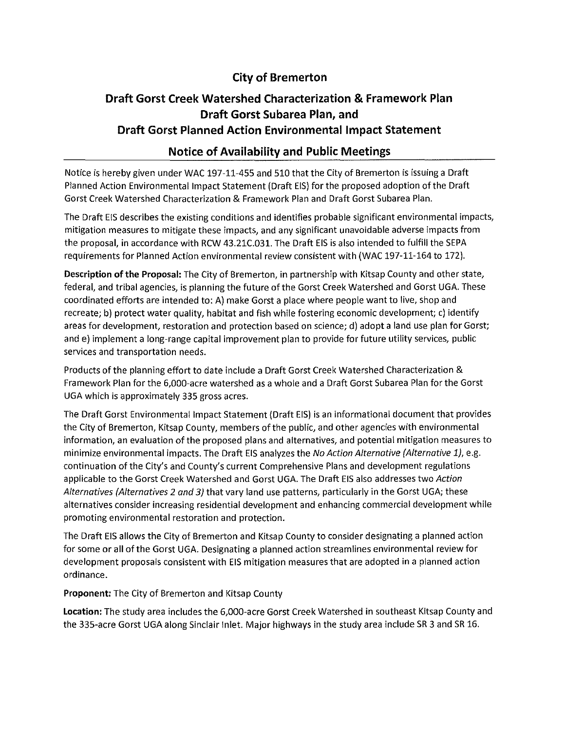# City of Bremerton

## Draft Gorst Creek Watershed Characterization & Framework Plan
## Draft Gorst Subarea Plan, and
## Draft Gorst Planned Action Environmental Impact Statement

## Notice of Availability and Public Meetings

Notice is hereby given under WAC 197-11-455 and 510 that the City of Bremerton is issuing a Draft Planned Action Environmental Impact Statement (Draft EIS) for the proposed adoption of the Draft Gorst Creek Watershed Characterization & Framework Plan and Draft Gorst Subarea Plan.

The Draft EIS describes the existing conditions and identifies probable significant environmental impacts, mitigation measures to mitigate these impacts, and any significant unavoidable adverse impacts from the proposal, in accordance with RCW 43.21C.031. The Draft EIS is also intended to fulfill the SEPA requirements for Planned Action environmental review consistent with (WAC 197-11-164 to 172).

**Description of the Proposal:** The City of Bremerton, in partnership with Kitsap County and other state, federal, and tribal agencies, is planning the future of the Gorst Creek Watershed and Gorst UGA. These coordinated efforts are intended to: A) make Gorst a place where people want to live, shop and recreate; b) protect water quality, habitat and fish while fostering economic development; c) identify areas for development, restoration and protection based on science; d) adopt a land use plan for Gorst; and e) implement a long-range capital improvement plan to provide for future utility services, public services and transportation needs.

Products of the planning effort to date include a Draft Gorst Creek Watershed Characterization & Framework Plan for the 6,000-acre watershed as a whole and a Draft Gorst Subarea Plan for the Gorst UGA which is approximately 335 gross acres.

The Draft Gorst Environmental Impact Statement (Draft EIS) is an informational document that provides the City of Bremerton, Kitsap County, members of the public, and other agencies with environmental information, an evaluation of the proposed plans and alternatives, and potential mitigation measures to minimize environmental impacts. The Draft EIS analyzes the *No Action Alternative (Alternative 1)*, e.g. continuation of the City's and County's current Comprehensive Plans and development regulations applicable to the Gorst Creek Watershed and Gorst UGA. The Draft EIS also addresses two *Action Alternatives (Alternatives 2 and 3)* that vary land use patterns, particularly in the Gorst UGA; these alternatives consider increasing residential development and enhancing commercial development while promoting environmental restoration and protection.

The Draft EIS allows the City of Bremerton and Kitsap County to consider designating a planned action for some or all of the Gorst UGA. Designating a planned action streamlines environmental review for development proposals consistent with EIS mitigation measures that are adopted in a planned action ordinance.

**Proponent:** The City of Bremerton and Kitsap County

**Location:** The study area includes the 6,000-acre Gorst Creek Watershed in southeast Kitsap County and the 335-acre Gorst UGA along Sinclair Inlet. Major highways in the study area include SR 3 and SR 16.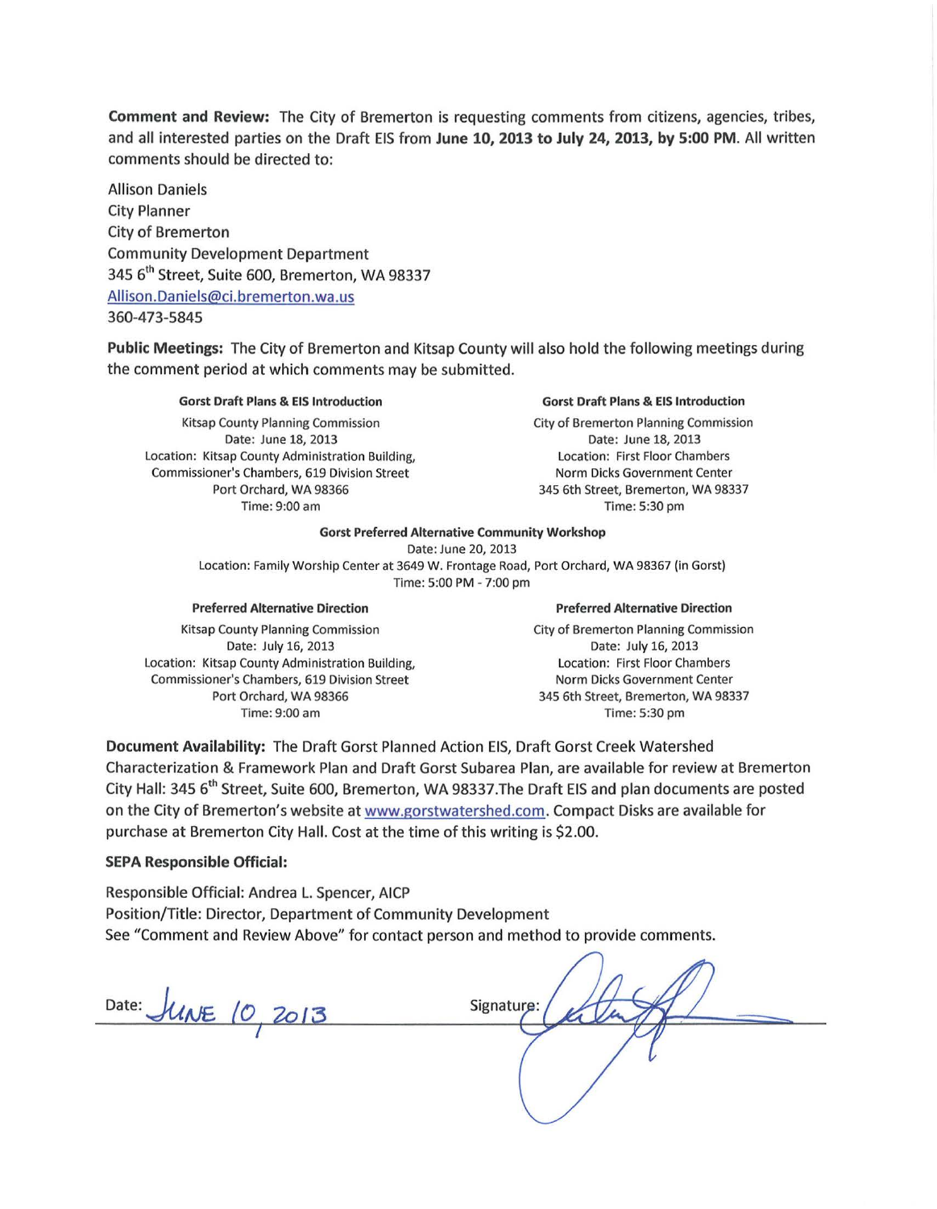**Comment and Review:** The City of Bremerton is requesting comments from citizens, agencies, tribes, and all interested parties on the Draft EIS from **June 10, 2013 to July 24, 2013, by 5:00 PM**. All written comments should be directed to:

Allison Daniels
City Planner
City of Bremerton
Community Development Department
345 6th Street, Suite 600, Bremerton, WA 98337
Allison.Daniels@ci.bremerton.wa.us
360-473-5845

**Public Meetings:** The City of Bremerton and Kitsap County will also hold the following meetings during the comment period at which comments may be submitted.

**Gorst Draft Plans & EIS Introduction**
Kitsap County Planning Commission
Date: June 18, 2013
Location: Kitsap County Administration Building, Commissioner's Chambers, 619 Division Street
Port Orchard, WA 98366
Time: 9:00 am

**Gorst Draft Plans & EIS Introduction**
City of Bremerton Planning Commission
Date: June 18, 2013
Location: First Floor Chambers
Norm Dicks Government Center
345 6th Street, Bremerton, WA 98337
Time: 5:30 pm

**Gorst Preferred Alternative Community Workshop**
Date: June 20, 2013
Location: Family Worship Center at 3649 W. Frontage Road, Port Orchard, WA 98367 (in Gorst)
Time: 5:00 PM - 7:00 pm

**Preferred Alternative Direction**
Kitsap County Planning Commission
Date: July 16, 2013
Location: Kitsap County Administration Building, Commissioner's Chambers, 619 Division Street
Port Orchard, WA 98366
Time: 9:00 am

**Preferred Alternative Direction**
City of Bremerton Planning Commission
Date: July 16, 2013
Location: First Floor Chambers
Norm Dicks Government Center
345 6th Street, Bremerton, WA 98337
Time: 5:30 pm

**Document Availability:** The Draft Gorst Planned Action EIS, Draft Gorst Creek Watershed Characterization & Framework Plan and Draft Gorst Subarea Plan, are available for review at Bremerton City Hall: 345 6th Street, Suite 600, Bremerton, WA 98337.The Draft EIS and plan documents are posted on the City of Bremerton's website at www.gorstwatershed.com. Compact Disks are available for purchase at Bremerton City Hall. Cost at the time of this writing is $2.00.

**SEPA Responsible Official:**

Responsible Official: Andrea L. Spencer, AICP
Position/Title: Director, Department of Community Development
See "Comment and Review Above" for contact person and method to provide comments.

Date: June 10, 2013 Signature: [signature]